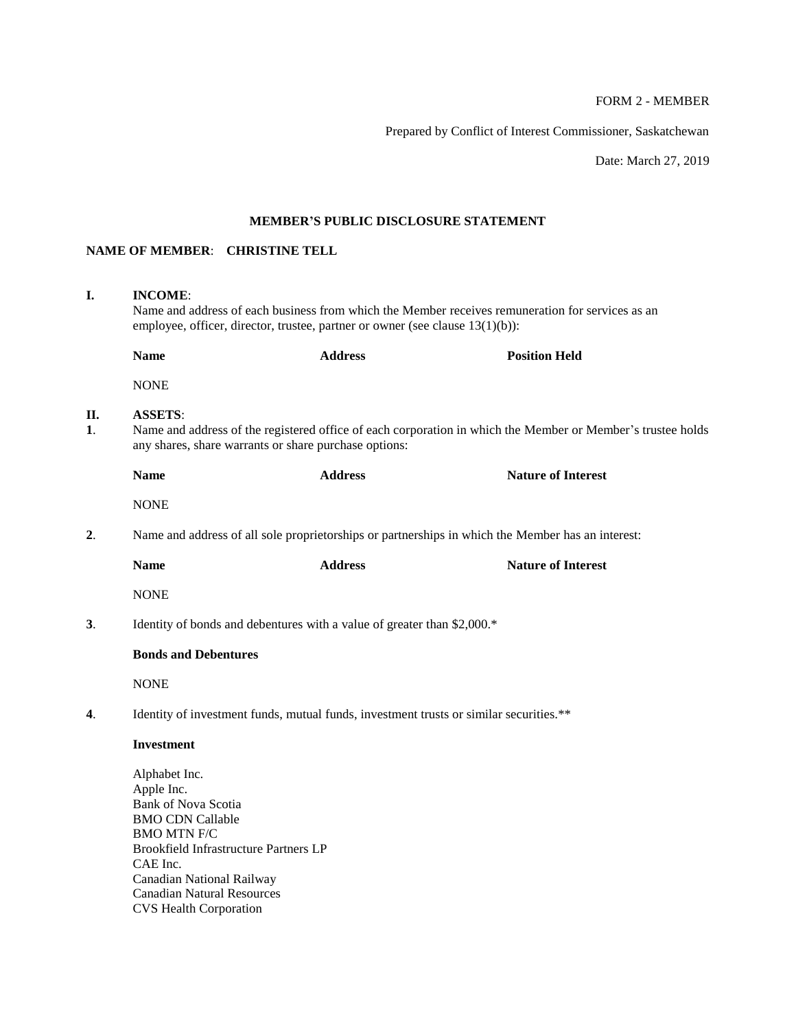FORM 2 - MEMBER

Prepared by Conflict of Interest Commissioner, Saskatchewan

Date: March 27, 2019

## MEMBER'S PUBLIC DISCLOSURE STATEMENT

**NAME OF MEMBER**: **CHRISTINE TELL**

**I. INCOME**:

Name and address of each business from which the Member receives remuneration for services as an employee, officer, director, trustee, partner or owner (see clause 13(1)(b)):

| **Name** | **Address** | **Position Held** |
|---|---|---|
| NONE | | |

**II. ASSETS**:

**1**. Name and address of the registered office of each corporation in which the Member or Member's trustee holds any shares, share warrants or share purchase options:

| **Name** | **Address** | **Nature of Interest** |
|---|---|---|
| NONE | | |

**2**. Name and address of all sole proprietorships or partnerships in which the Member has an interest:

| **Name** | **Address** | **Nature of Interest** |
|---|---|---|
| NONE | | |

**3**. Identity of bonds and debentures with a value of greater than $2,000.*

**Bonds and Debentures**

NONE

**4**. Identity of investment funds, mutual funds, investment trusts or similar securities.**

**Investment**

Alphabet Inc.
Apple Inc.
Bank of Nova Scotia
BMO CDN Callable
BMO MTN F/C
Brookfield Infrastructure Partners LP
CAE Inc.
Canadian National Railway
Canadian Natural Resources
CVS Health Corporation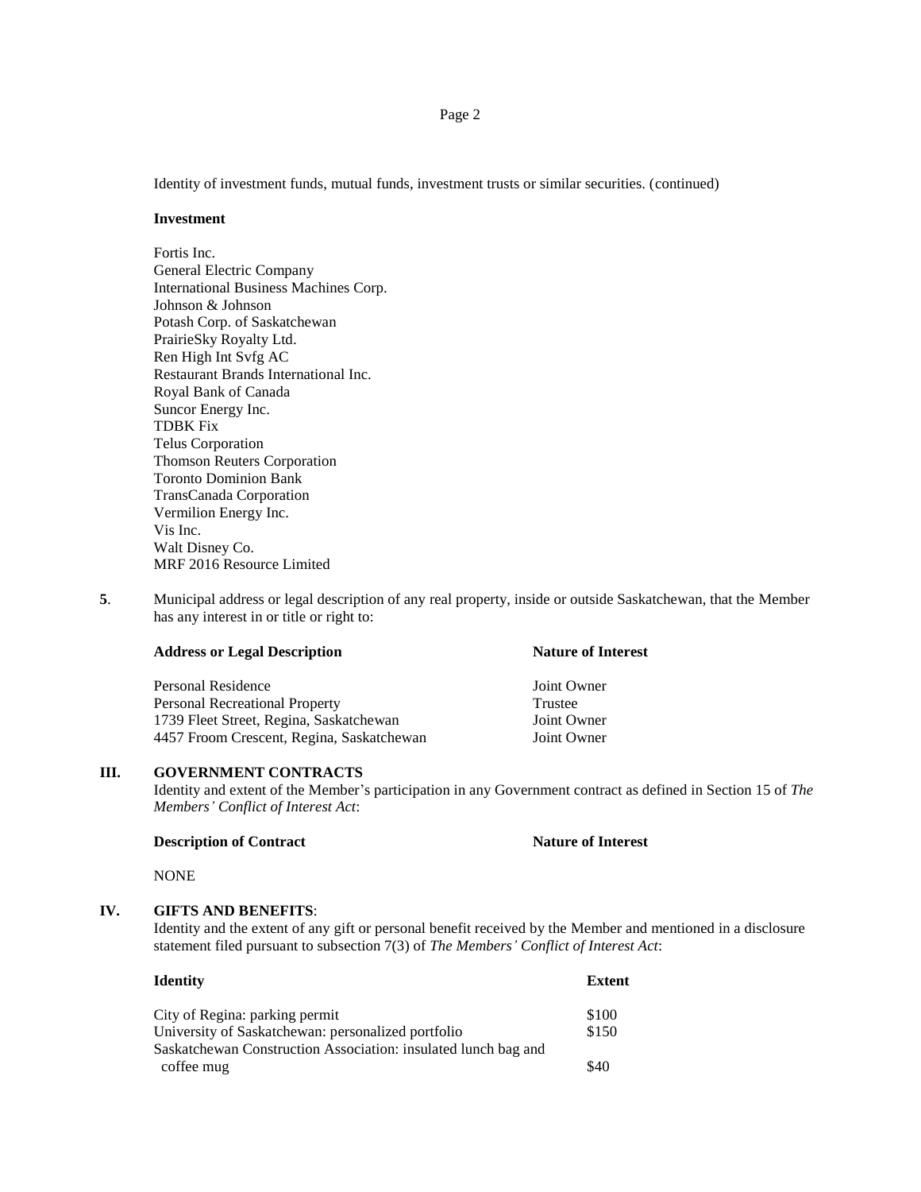Identity of investment funds, mutual funds, investment trusts or similar securities. (continued)

**Investment**

Fortis Inc.
General Electric Company
International Business Machines Corp.
Johnson & Johnson
Potash Corp. of Saskatchewan
PrairieSky Royalty Ltd.
Ren High Int Svfg AC
Restaurant Brands International Inc.
Royal Bank of Canada
Suncor Energy Inc.
TDBK Fix
Telus Corporation
Thomson Reuters Corporation
Toronto Dominion Bank
TransCanada Corporation
Vermilion Energy Inc.
Vis Inc.
Walt Disney Co.
MRF 2016 Resource Limited

**5**. Municipal address or legal description of any real property, inside or outside Saskatchewan, that the Member has any interest in or title or right to:

| **Address or Legal Description** | **Nature of Interest** |
|---|---|
| Personal Residence | Joint Owner |
| Personal Recreational Property | Trustee |
| 1739 Fleet Street, Regina, Saskatchewan | Joint Owner |
| 4457 Froom Crescent, Regina, Saskatchewan | Joint Owner |

## III. GOVERNMENT CONTRACTS

Identity and extent of the Member's participation in any Government contract as defined in Section 15 of *The Members' Conflict of Interest Act*:

| **Description of Contract** | **Nature of Interest** |
|---|---|
| NONE | |

## IV. GIFTS AND BENEFITS:

Identity and the extent of any gift or personal benefit received by the Member and mentioned in a disclosure statement filed pursuant to subsection 7(3) of *The Members' Conflict of Interest Act*:

| **Identity** | **Extent** |
|---|---|
| City of Regina: parking permit | \$100 |
| University of Saskatchewan: personalized portfolio | \$150 |
| Saskatchewan Construction Association: insulated lunch bag and coffee mug | \$40 |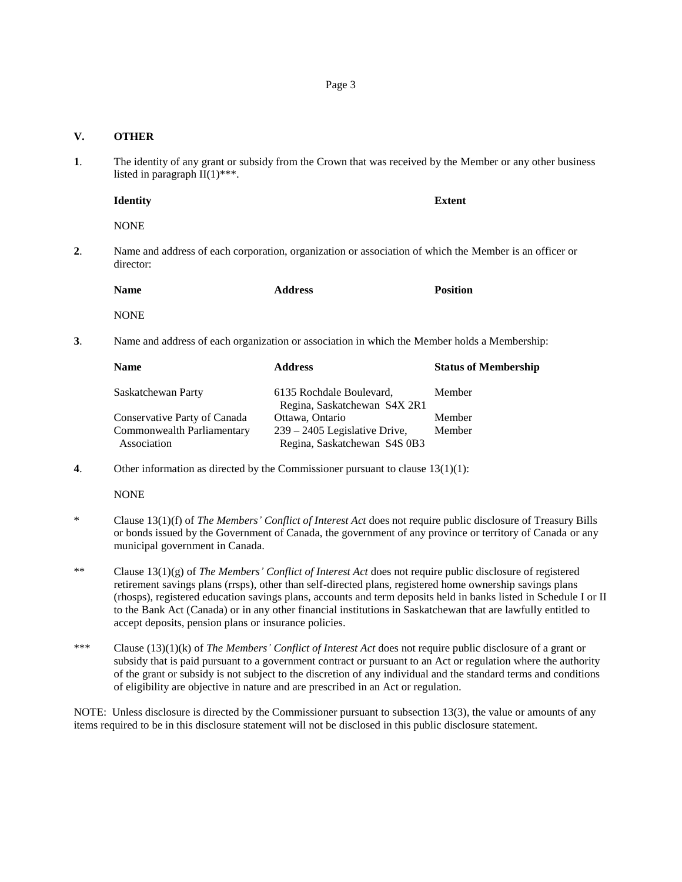## V. OTHER

**1**. The identity of any grant or subsidy from the Crown that was received by the Member or any other business listed in paragraph II(1)***.

| **Identity** | **Extent** |
|---|---|
| NONE | |

**2**. Name and address of each corporation, organization or association of which the Member is an officer or director:

| **Name** | **Address** | **Position** |
|---|---|---|
| NONE | | |

**3**. Name and address of each organization or association in which the Member holds a Membership:

| **Name** | **Address** | **Status of Membership** |
|---|---|---|
| Saskatchewan Party | 6135 Rochdale Boulevard, Regina, Saskatchewan S4X 2R1 | Member |
| Conservative Party of Canada | Ottawa, Ontario | Member |
| Commonwealth Parliamentary Association | 239 – 2405 Legislative Drive, Regina, Saskatchewan S4S 0B3 | Member |

**4**. Other information as directed by the Commissioner pursuant to clause 13(1)(l):

NONE

\* Clause 13(1)(f) of *The Members' Conflict of Interest Act* does not require public disclosure of Treasury Bills or bonds issued by the Government of Canada, the government of any province or territory of Canada or any municipal government in Canada.

** Clause 13(1)(g) of *The Members' Conflict of Interest Act* does not require public disclosure of registered retirement savings plans (rrsps), other than self-directed plans, registered home ownership savings plans (rhosps), registered education savings plans, accounts and term deposits held in banks listed in Schedule I or II to the Bank Act (Canada) or in any other financial institutions in Saskatchewan that are lawfully entitled to accept deposits, pension plans or insurance policies.

*** Clause (13)(1)(k) of *The Members' Conflict of Interest Act* does not require public disclosure of a grant or subsidy that is paid pursuant to a government contract or pursuant to an Act or regulation where the authority of the grant or subsidy is not subject to the discretion of any individual and the standard terms and conditions of eligibility are objective in nature and are prescribed in an Act or regulation.

NOTE: Unless disclosure is directed by the Commissioner pursuant to subsection 13(3), the value or amounts of any items required to be in this disclosure statement will not be disclosed in this public disclosure statement.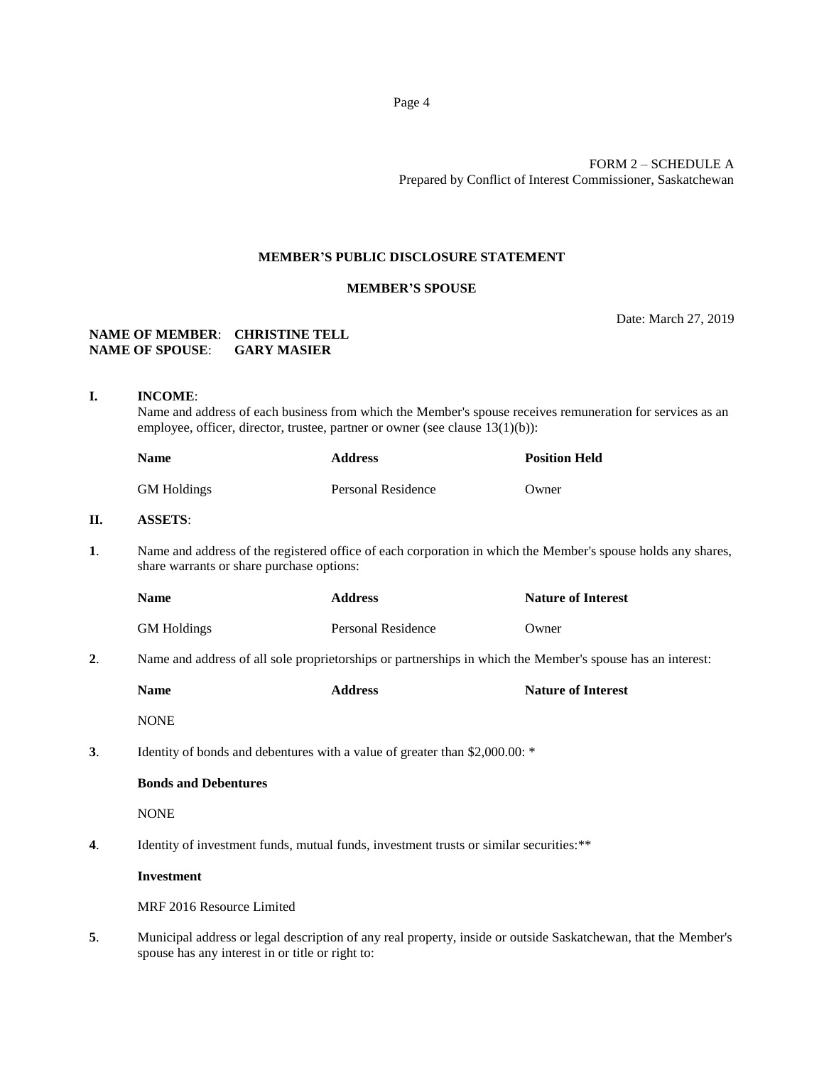FORM 2 – SCHEDULE A
Prepared by Conflict of Interest Commissioner, Saskatchewan

## MEMBER'S PUBLIC DISCLOSURE STATEMENT

### MEMBER'S SPOUSE

Date: March 27, 2019

**NAME OF MEMBER**: **CHRISTINE TELL**
**NAME OF SPOUSE**: **GARY MASIER**

**I. INCOME**:

Name and address of each business from which the Member's spouse receives remuneration for services as an employee, officer, director, trustee, partner or owner (see clause 13(1)(b)):

| Name | Address | Position Held |
|---|---|---|
| GM Holdings | Personal Residence | Owner |

**II. ASSETS**:

**1**. Name and address of the registered office of each corporation in which the Member's spouse holds any shares, share warrants or share purchase options:

| Name | Address | Nature of Interest |
|---|---|---|
| GM Holdings | Personal Residence | Owner |

**2**. Name and address of all sole proprietorships or partnerships in which the Member's spouse has an interest:

| Name | Address | Nature of Interest |
|---|---|---|
| NONE | | |

**3**. Identity of bonds and debentures with a value of greater than $2,000.00: *

**Bonds and Debentures**

NONE

**4**. Identity of investment funds, mutual funds, investment trusts or similar securities:**

**Investment**

MRF 2016 Resource Limited

**5**. Municipal address or legal description of any real property, inside or outside Saskatchewan, that the Member's spouse has any interest in or title or right to: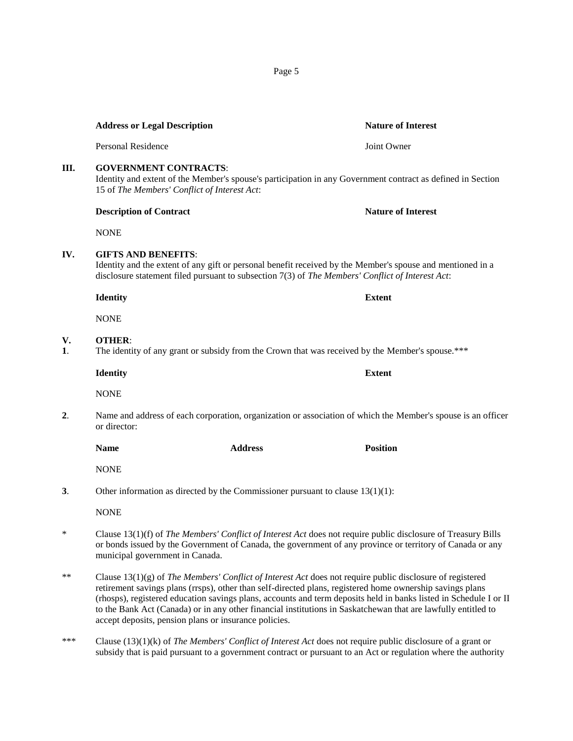| Address or Legal Description | Nature of Interest |
| --- | --- |
| Personal Residence | Joint Owner |

**III. GOVERNMENT CONTRACTS**:

Identity and extent of the Member's spouse's participation in any Government contract as defined in Section 15 of *The Members' Conflict of Interest Act*:

| Description of Contract | Nature of Interest |
| --- | --- |
| NONE | |

**IV. GIFTS AND BENEFITS**:

Identity and the extent of any gift or personal benefit received by the Member's spouse and mentioned in a disclosure statement filed pursuant to subsection 7(3) of *The Members' Conflict of Interest Act*:

| Identity | Extent |
| --- | --- |
| NONE | |

**V. OTHER**:

**1**. The identity of any grant or subsidy from the Crown that was received by the Member's spouse.***

| Identity | Extent |
| --- | --- |
| NONE | |

**2**. Name and address of each corporation, organization or association of which the Member's spouse is an officer or director:

| Name | Address | Position |
| --- | --- | --- |
| NONE | | |

**3**. Other information as directed by the Commissioner pursuant to clause 13(1)(1):

NONE

\* Clause 13(1)(f) of *The Members' Conflict of Interest Act* does not require public disclosure of Treasury Bills or bonds issued by the Government of Canada, the government of any province or territory of Canada or any municipal government in Canada.

** Clause 13(1)(g) of *The Members' Conflict of Interest Act* does not require public disclosure of registered retirement savings plans (rrsps), other than self-directed plans, registered home ownership savings plans (rhosps), registered education savings plans, accounts and term deposits held in banks listed in Schedule I or II to the Bank Act (Canada) or in any other financial institutions in Saskatchewan that are lawfully entitled to accept deposits, pension plans or insurance policies.

*** Clause (13)(1)(k) of *The Members' Conflict of Interest Act* does not require public disclosure of a grant or subsidy that is paid pursuant to a government contract or pursuant to an Act or regulation where the authority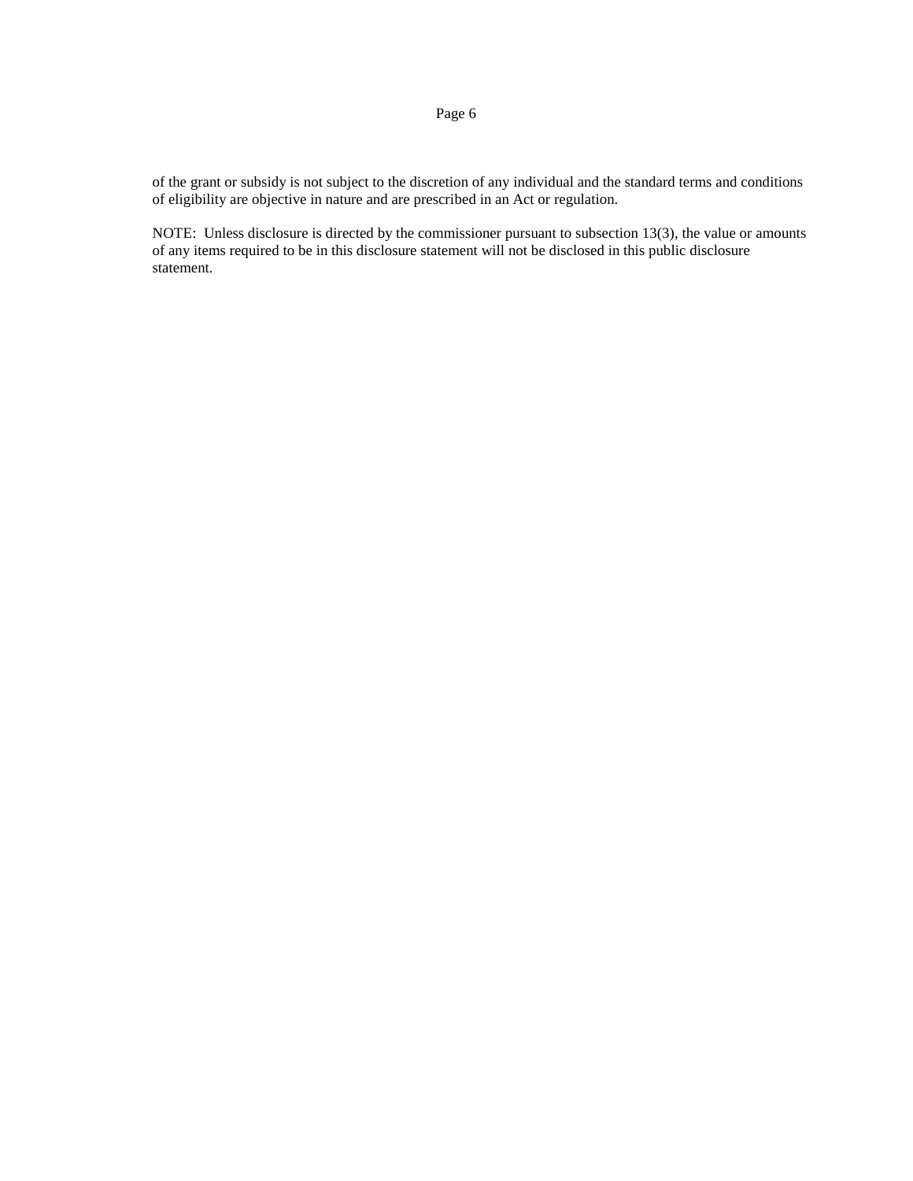of the grant or subsidy is not subject to the discretion of any individual and the standard terms and conditions of eligibility are objective in nature and are prescribed in an Act or regulation.

NOTE: Unless disclosure is directed by the commissioner pursuant to subsection 13(3), the value or amounts of any items required to be in this disclosure statement will not be disclosed in this public disclosure statement.